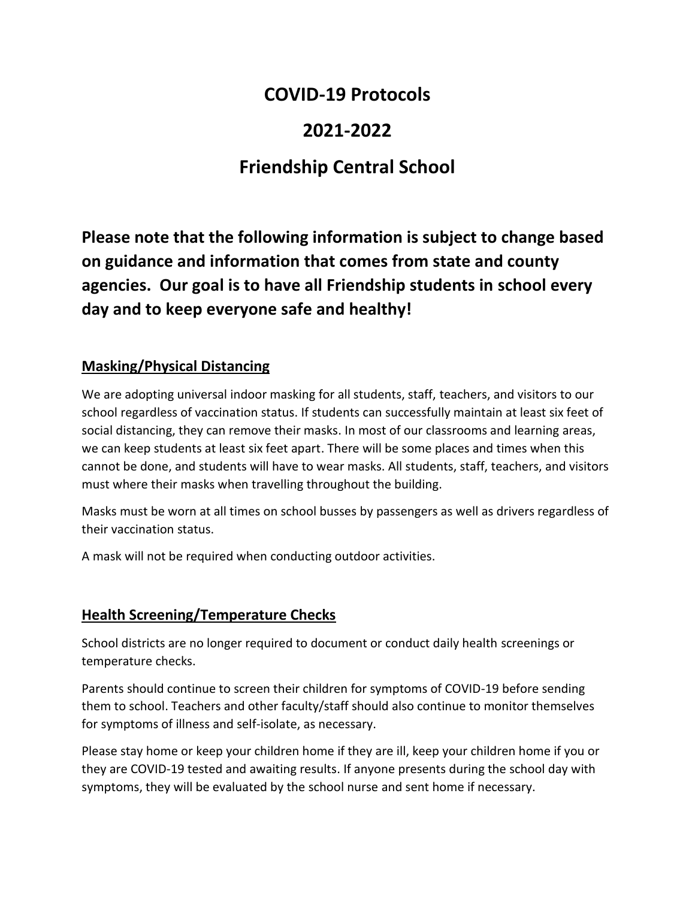# COVID-19 Protocols

# 2021-2022

# Friendship Central School

**Please note that the following information is subject to change based on guidance and information that comes from state and county agencies. Our goal is to have all Friendship students in school every day and to keep everyone safe and healthy!**

## Masking/Physical Distancing

We are adopting universal indoor masking for all students, staff, teachers, and visitors to our school regardless of vaccination status. If students can successfully maintain at least six feet of social distancing, they can remove their masks. In most of our classrooms and learning areas, we can keep students at least six feet apart. There will be some places and times when this cannot be done, and students will have to wear masks. All students, staff, teachers, and visitors must where their masks when travelling throughout the building.

Masks must be worn at all times on school busses by passengers as well as drivers regardless of their vaccination status.

A mask will not be required when conducting outdoor activities.

## Health Screening/Temperature Checks

School districts are no longer required to document or conduct daily health screenings or temperature checks.

Parents should continue to screen their children for symptoms of COVID-19 before sending them to school. Teachers and other faculty/staff should also continue to monitor themselves for symptoms of illness and self-isolate, as necessary.

Please stay home or keep your children home if they are ill, keep your children home if you or they are COVID-19 tested and awaiting results. If anyone presents during the school day with symptoms, they will be evaluated by the school nurse and sent home if necessary.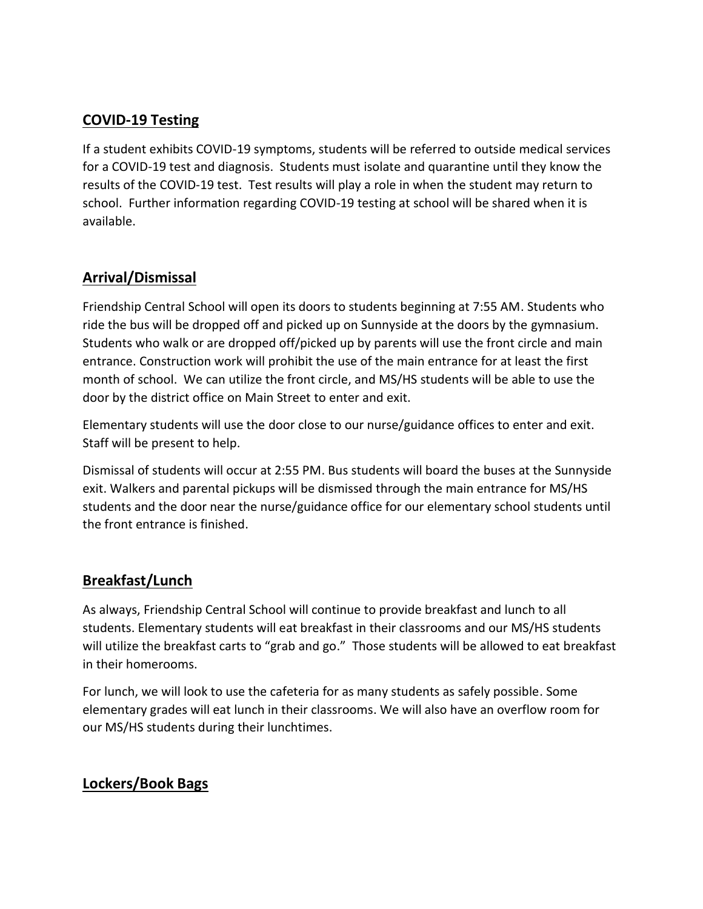## COVID-19 Testing

If a student exhibits COVID-19 symptoms, students will be referred to outside medical services for a COVID-19 test and diagnosis. Students must isolate and quarantine until they know the results of the COVID-19 test. Test results will play a role in when the student may return to school. Further information regarding COVID-19 testing at school will be shared when it is available.

## Arrival/Dismissal

Friendship Central School will open its doors to students beginning at 7:55 AM. Students who ride the bus will be dropped off and picked up on Sunnyside at the doors by the gymnasium. Students who walk or are dropped off/picked up by parents will use the front circle and main entrance. Construction work will prohibit the use of the main entrance for at least the first month of school. We can utilize the front circle, and MS/HS students will be able to use the door by the district office on Main Street to enter and exit.

Elementary students will use the door close to our nurse/guidance offices to enter and exit. Staff will be present to help.

Dismissal of students will occur at 2:55 PM. Bus students will board the buses at the Sunnyside exit. Walkers and parental pickups will be dismissed through the main entrance for MS/HS students and the door near the nurse/guidance office for our elementary school students until the front entrance is finished.

## Breakfast/Lunch

As always, Friendship Central School will continue to provide breakfast and lunch to all students. Elementary students will eat breakfast in their classrooms and our MS/HS students will utilize the breakfast carts to "grab and go." Those students will be allowed to eat breakfast in their homerooms.

For lunch, we will look to use the cafeteria for as many students as safely possible. Some elementary grades will eat lunch in their classrooms. We will also have an overflow room for our MS/HS students during their lunchtimes.

## Lockers/Book Bags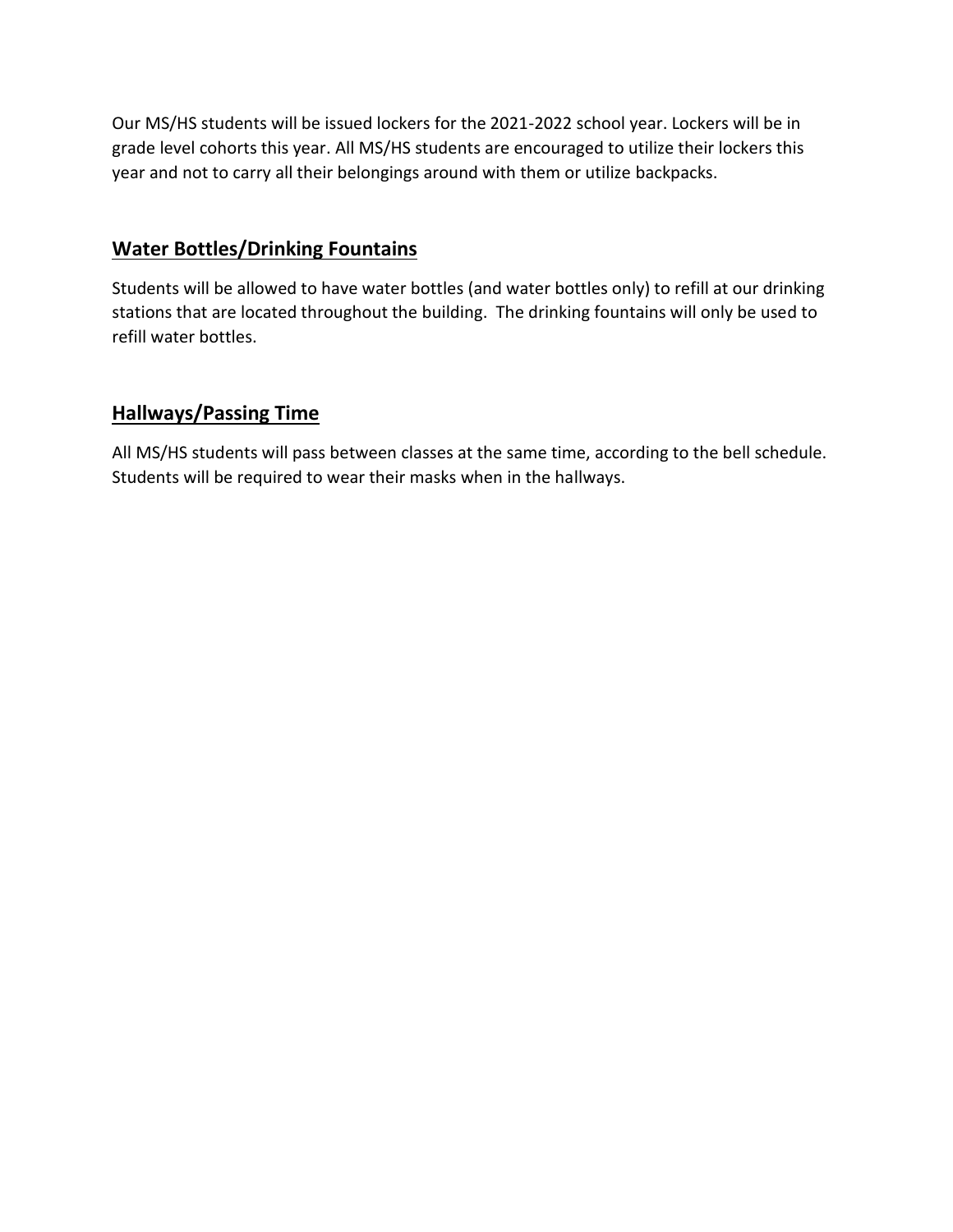Our MS/HS students will be issued lockers for the 2021-2022 school year. Lockers will be in grade level cohorts this year. All MS/HS students are encouraged to utilize their lockers this year and not to carry all their belongings around with them or utilize backpacks.

## Water Bottles/Drinking Fountains

Students will be allowed to have water bottles (and water bottles only) to refill at our drinking stations that are located throughout the building. The drinking fountains will only be used to refill water bottles.

## Hallways/Passing Time

All MS/HS students will pass between classes at the same time, according to the bell schedule. Students will be required to wear their masks when in the hallways.